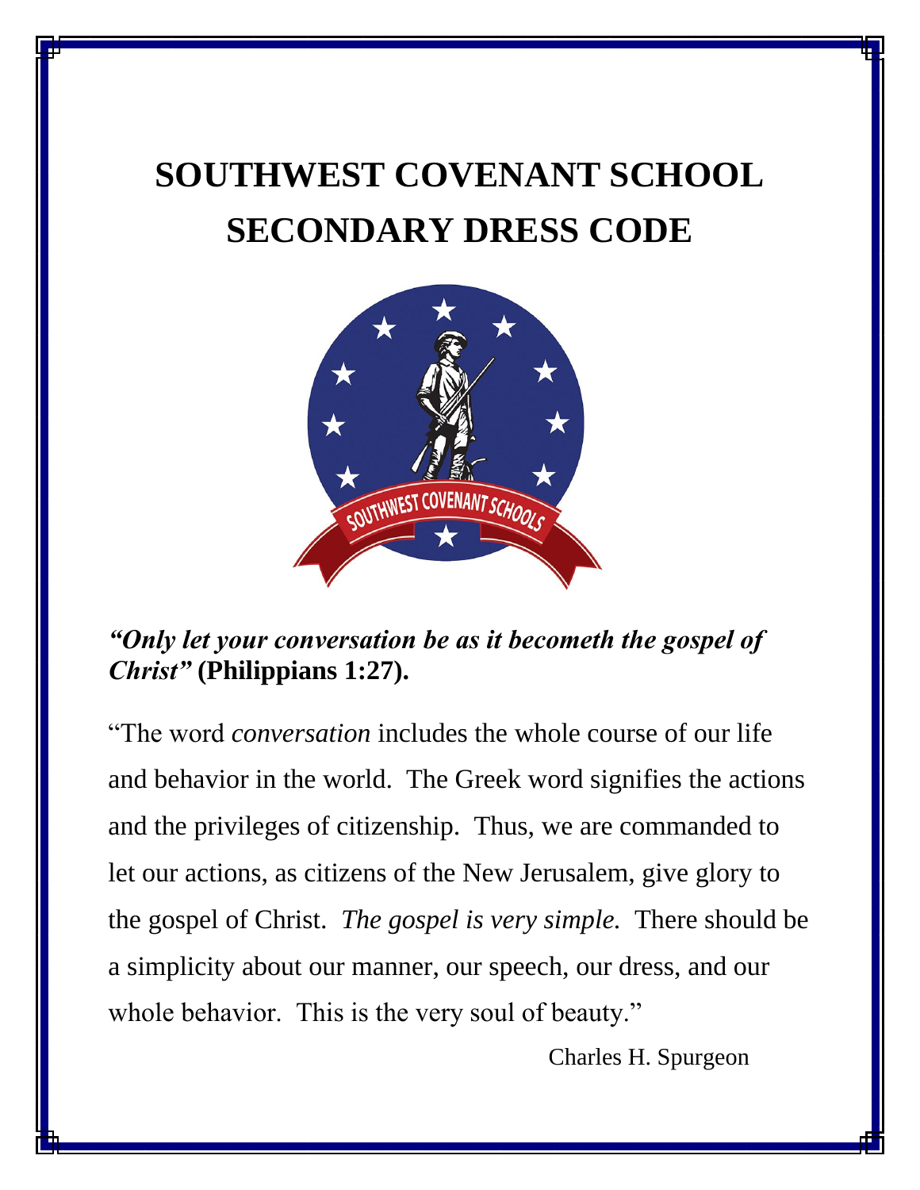# SOUTHWEST COVENANT SCHOOL SECONDARY DRESS CODE

***"Only let your conversation be as it becometh the gospel of Christ"* (Philippians 1:27).**

"The word *conversation* includes the whole course of our life and behavior in the world. The Greek word signifies the actions and the privileges of citizenship. Thus, we are commanded to let our actions, as citizens of the New Jerusalem, give glory to the gospel of Christ. *The gospel is very simple.* There should be a simplicity about our manner, our speech, our dress, and our whole behavior. This is the very soul of beauty."

Charles H. Spurgeon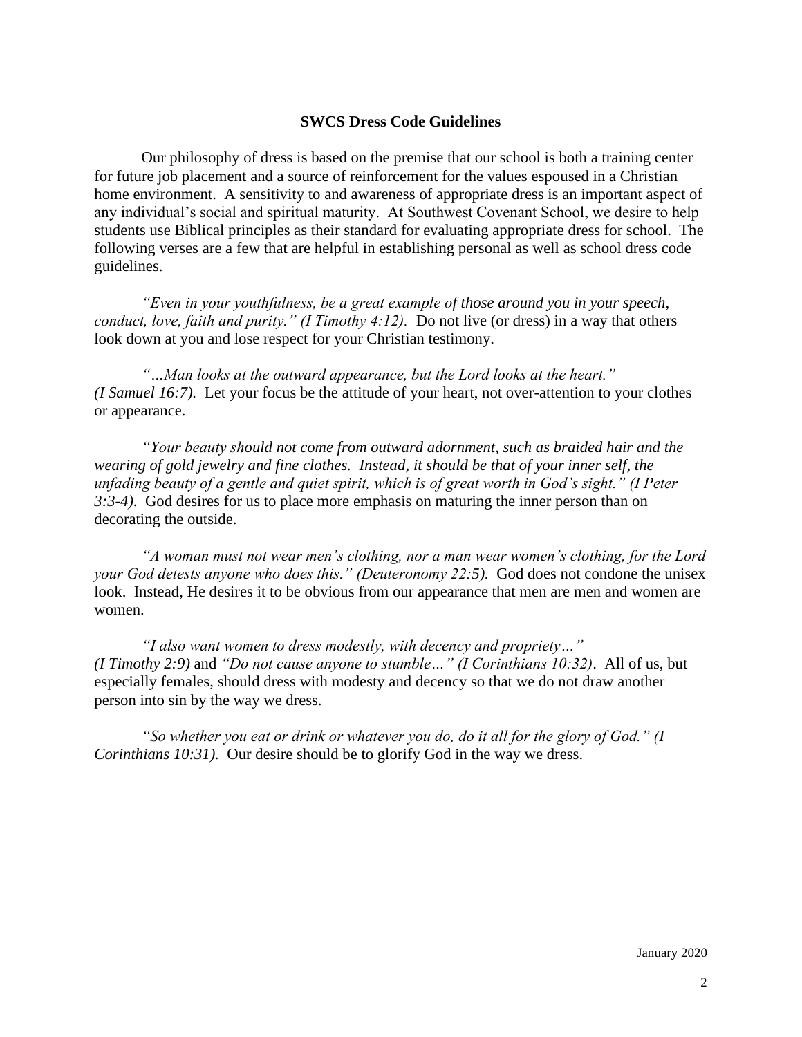**SWCS Dress Code Guidelines**

Our philosophy of dress is based on the premise that our school is both a training center for future job placement and a source of reinforcement for the values espoused in a Christian home environment. A sensitivity to and awareness of appropriate dress is an important aspect of any individual's social and spiritual maturity. At Southwest Covenant School, we desire to help students use Biblical principles as their standard for evaluating appropriate dress for school. The following verses are a few that are helpful in establishing personal as well as school dress code guidelines.

*"Even in your youthfulness, be a great example of those around you in your speech, conduct, love, faith and purity." (I Timothy 4:12).* Do not live (or dress) in a way that others look down at you and lose respect for your Christian testimony.

*"…Man looks at the outward appearance, but the Lord looks at the heart." (I Samuel 16:7).* Let your focus be the attitude of your heart, not over-attention to your clothes or appearance.

*"Your beauty should not come from outward adornment, such as braided hair and the wearing of gold jewelry and fine clothes. Instead, it should be that of your inner self, the unfading beauty of a gentle and quiet spirit, which is of great worth in God's sight." (I Peter 3:3-4).* God desires for us to place more emphasis on maturing the inner person than on decorating the outside.

*"A woman must not wear men's clothing, nor a man wear women's clothing, for the Lord your God detests anyone who does this." (Deuteronomy 22:5).* God does not condone the unisex look. Instead, He desires it to be obvious from our appearance that men are men and women are women.

*"I also want women to dress modestly, with decency and propriety…" (I Timothy 2:9)* and *"Do not cause anyone to stumble…" (I Corinthians 10:32)*. All of us, but especially females, should dress with modesty and decency so that we do not draw another person into sin by the way we dress.

*"So whether you eat or drink or whatever you do, do it all for the glory of God." (I Corinthians 10:31).* Our desire should be to glorify God in the way we dress.

January 2020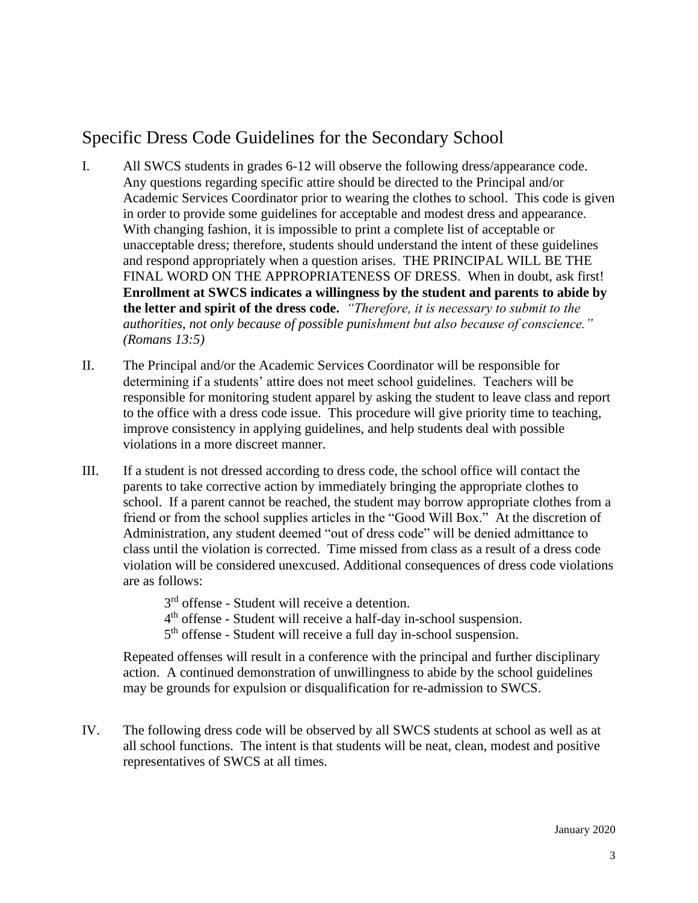## Specific Dress Code Guidelines for the Secondary School

I. All SWCS students in grades 6-12 will observe the following dress/appearance code. Any questions regarding specific attire should be directed to the Principal and/or Academic Services Coordinator prior to wearing the clothes to school. This code is given in order to provide some guidelines for acceptable and modest dress and appearance. With changing fashion, it is impossible to print a complete list of acceptable or unacceptable dress; therefore, students should understand the intent of these guidelines and respond appropriately when a question arises. THE PRINCIPAL WILL BE THE FINAL WORD ON THE APPROPRIATENESS OF DRESS. When in doubt, ask first! **Enrollment at SWCS indicates a willingness by the student and parents to abide by the letter and spirit of the dress code.** *"Therefore, it is necessary to submit to the authorities, not only because of possible punishment but also because of conscience." (Romans 13:5)*

II. The Principal and/or the Academic Services Coordinator will be responsible for determining if a students' attire does not meet school guidelines. Teachers will be responsible for monitoring student apparel by asking the student to leave class and report to the office with a dress code issue. This procedure will give priority time to teaching, improve consistency in applying guidelines, and help students deal with possible violations in a more discreet manner.

III. If a student is not dressed according to dress code, the school office will contact the parents to take corrective action by immediately bringing the appropriate clothes to school. If a parent cannot be reached, the student may borrow appropriate clothes from a friend or from the school supplies articles in the "Good Will Box." At the discretion of Administration, any student deemed "out of dress code" will be denied admittance to class until the violation is corrected. Time missed from class as a result of a dress code violation will be considered unexcused. Additional consequences of dress code violations are as follows:

   3rd offense - Student will receive a detention.
   4th offense - Student will receive a half-day in-school suspension.
   5th offense - Student will receive a full day in-school suspension.

   Repeated offenses will result in a conference with the principal and further disciplinary action. A continued demonstration of unwillingness to abide by the school guidelines may be grounds for expulsion or disqualification for re-admission to SWCS.

IV. The following dress code will be observed by all SWCS students at school as well as at all school functions. The intent is that students will be neat, clean, modest and positive representatives of SWCS at all times.

January 2020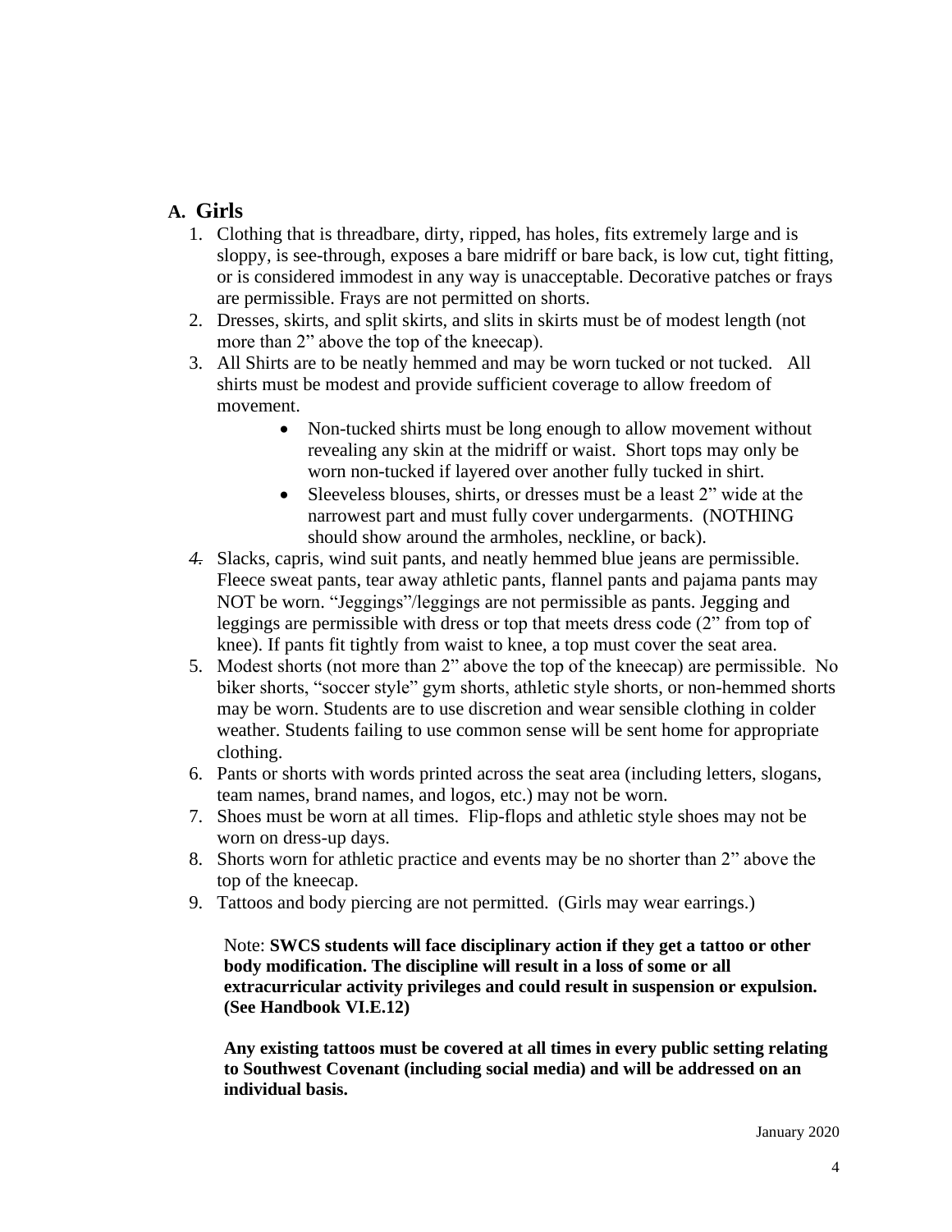## A. Girls

1. Clothing that is threadbare, dirty, ripped, has holes, fits extremely large and is sloppy, is see-through, exposes a bare midriff or bare back, is low cut, tight fitting, or is considered immodest in any way is unacceptable. Decorative patches or frays are permissible. Frays are not permitted on shorts.
2. Dresses, skirts, and split skirts, and slits in skirts must be of modest length (not more than 2" above the top of the kneecap).
3. All Shirts are to be neatly hemmed and may be worn tucked or not tucked. All shirts must be modest and provide sufficient coverage to allow freedom of movement.
   - Non-tucked shirts must be long enough to allow movement without revealing any skin at the midriff or waist. Short tops may only be worn non-tucked if layered over another fully tucked in shirt.
   - Sleeveless blouses, shirts, or dresses must be a least 2" wide at the narrowest part and must fully cover undergarments. (NOTHING should show around the armholes, neckline, or back).
4. Slacks, capris, wind suit pants, and neatly hemmed blue jeans are permissible. Fleece sweat pants, tear away athletic pants, flannel pants and pajama pants may NOT be worn. "Jeggings"/leggings are not permissible as pants. Jegging and leggings are permissible with dress or top that meets dress code (2" from top of knee). If pants fit tightly from waist to knee, a top must cover the seat area.
5. Modest shorts (not more than 2" above the top of the kneecap) are permissible. No biker shorts, "soccer style" gym shorts, athletic style shorts, or non-hemmed shorts may be worn. Students are to use discretion and wear sensible clothing in colder weather. Students failing to use common sense will be sent home for appropriate clothing.
6. Pants or shorts with words printed across the seat area (including letters, slogans, team names, brand names, and logos, etc.) may not be worn.
7. Shoes must be worn at all times. Flip-flops and athletic style shoes may not be worn on dress-up days.
8. Shorts worn for athletic practice and events may be no shorter than 2" above the top of the kneecap.
9. Tattoos and body piercing are not permitted. (Girls may wear earrings.)

   Note: **SWCS students will face disciplinary action if they get a tattoo or other body modification. The discipline will result in a loss of some or all extracurricular activity privileges and could result in suspension or expulsion. (See Handbook VI.E.12)**

   **Any existing tattoos must be covered at all times in every public setting relating to Southwest Covenant (including social media) and will be addressed on an individual basis.**

January 2020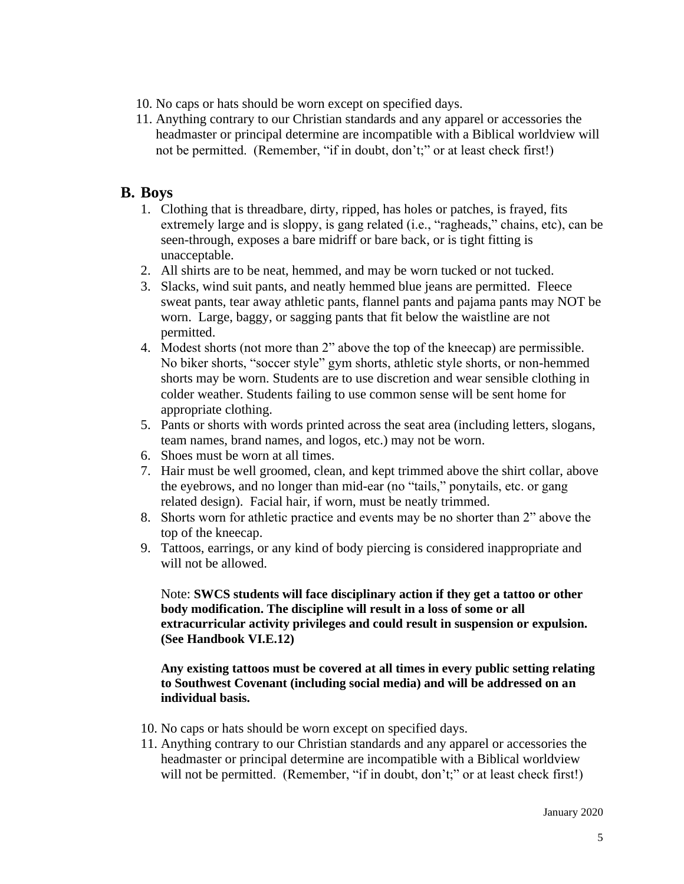10. No caps or hats should be worn except on specified days.
11. Anything contrary to our Christian standards and any apparel or accessories the headmaster or principal determine are incompatible with a Biblical worldview will not be permitted. (Remember, "if in doubt, don't;" or at least check first!)

## B. Boys

1. Clothing that is threadbare, dirty, ripped, has holes or patches, is frayed, fits extremely large and is sloppy, is gang related (i.e., "ragheads," chains, etc), can be seen-through, exposes a bare midriff or bare back, or is tight fitting is unacceptable.
2. All shirts are to be neat, hemmed, and may be worn tucked or not tucked.
3. Slacks, wind suit pants, and neatly hemmed blue jeans are permitted. Fleece sweat pants, tear away athletic pants, flannel pants and pajama pants may NOT be worn. Large, baggy, or sagging pants that fit below the waistline are not permitted.
4. Modest shorts (not more than 2" above the top of the kneecap) are permissible. No biker shorts, "soccer style" gym shorts, athletic style shorts, or non-hemmed shorts may be worn. Students are to use discretion and wear sensible clothing in colder weather. Students failing to use common sense will be sent home for appropriate clothing.
5. Pants or shorts with words printed across the seat area (including letters, slogans, team names, brand names, and logos, etc.) may not be worn.
6. Shoes must be worn at all times.
7. Hair must be well groomed, clean, and kept trimmed above the shirt collar, above the eyebrows, and no longer than mid-ear (no "tails," ponytails, etc. or gang related design). Facial hair, if worn, must be neatly trimmed.
8. Shorts worn for athletic practice and events may be no shorter than 2" above the top of the kneecap.
9. Tattoos, earrings, or any kind of body piercing is considered inappropriate and will not be allowed.

   Note: **SWCS students will face disciplinary action if they get a tattoo or other body modification. The discipline will result in a loss of some or all extracurricular activity privileges and could result in suspension or expulsion. (See Handbook VI.E.12)**

   **Any existing tattoos must be covered at all times in every public setting relating to Southwest Covenant (including social media) and will be addressed on an individual basis.**

10. No caps or hats should be worn except on specified days.
11. Anything contrary to our Christian standards and any apparel or accessories the headmaster or principal determine are incompatible with a Biblical worldview will not be permitted. (Remember, "if in doubt, don't;" or at least check first!)

January 2020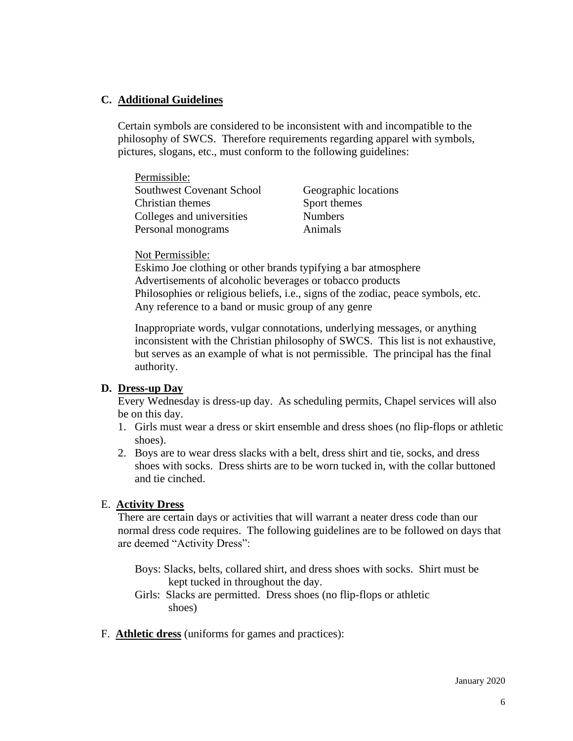### C. **Additional Guidelines**

Certain symbols are considered to be inconsistent with and incompatible to the philosophy of SWCS. Therefore requirements regarding apparel with symbols, pictures, slogans, etc., must conform to the following guidelines:

Permissible:

| | |
|---|---|
| Southwest Covenant School | Geographic locations |
| Christian themes | Sport themes |
| Colleges and universities | Numbers |
| Personal monograms | Animals |

Not Permissible:

Eskimo Joe clothing or other brands typifying a bar atmosphere
Advertisements of alcoholic beverages or tobacco products
Philosophies or religious beliefs, i.e., signs of the zodiac, peace symbols, etc.
Any reference to a band or music group of any genre

Inappropriate words, vulgar connotations, underlying messages, or anything inconsistent with the Christian philosophy of SWCS. This list is not exhaustive, but serves as an example of what is not permissible. The principal has the final authority.

### D. **Dress-up Day**

Every Wednesday is dress-up day. As scheduling permits, Chapel services will also be on this day.

1. Girls must wear a dress or skirt ensemble and dress shoes (no flip-flops or athletic shoes).
2. Boys are to wear dress slacks with a belt, dress shirt and tie, socks, and dress shoes with socks. Dress shirts are to be worn tucked in, with the collar buttoned and tie cinched.

### E. **Activity Dress**

There are certain days or activities that will warrant a neater dress code than our normal dress code requires. The following guidelines are to be followed on days that are deemed "Activity Dress":

Boys: Slacks, belts, collared shirt, and dress shoes with socks. Shirt must be kept tucked in throughout the day.

Girls: Slacks are permitted. Dress shoes (no flip-flops or athletic shoes)

### F. **Athletic dress** (uniforms for games and practices):

January 2020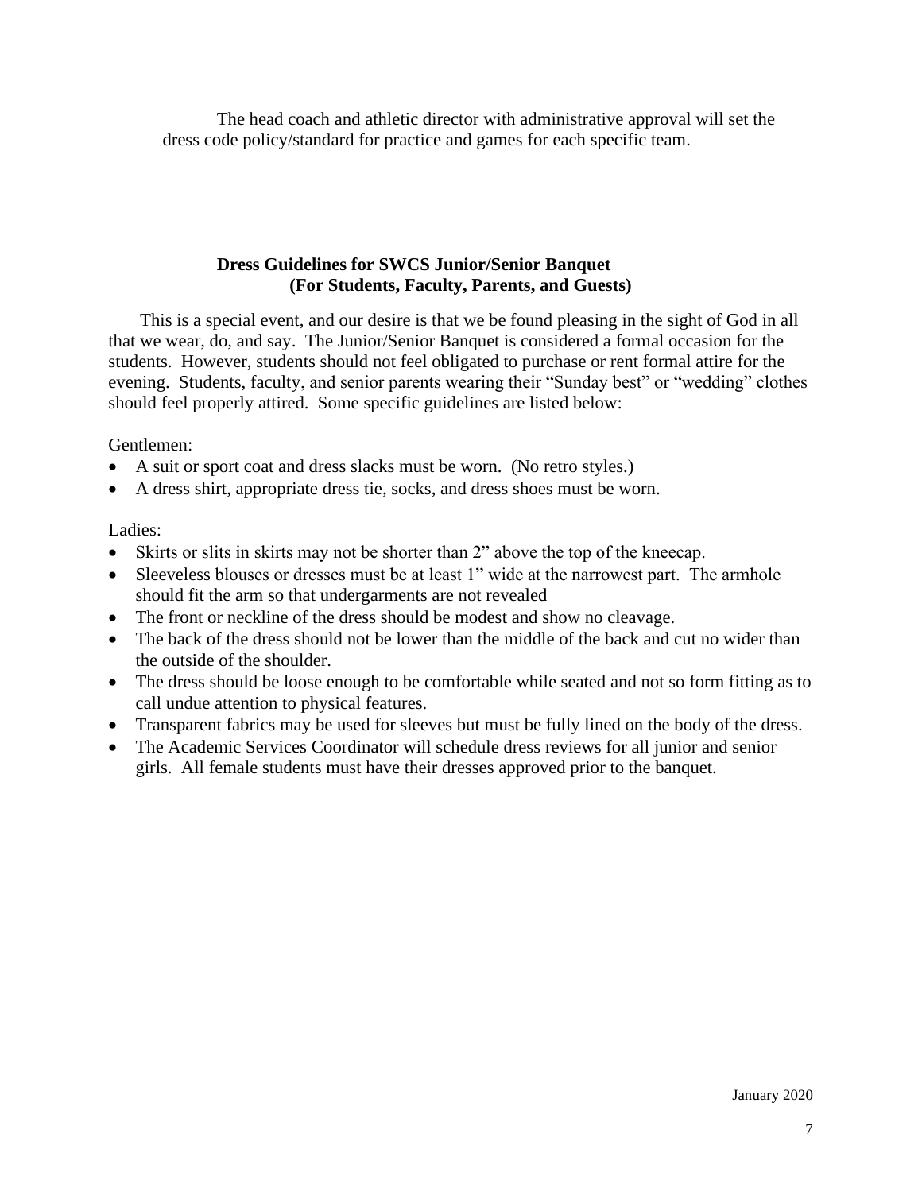The head coach and athletic director with administrative approval will set the dress code policy/standard for practice and games for each specific team.

## Dress Guidelines for SWCS Junior/Senior Banquet
### (For Students, Faculty, Parents, and Guests)

This is a special event, and our desire is that we be found pleasing in the sight of God in all that we wear, do, and say. The Junior/Senior Banquet is considered a formal occasion for the students. However, students should not feel obligated to purchase or rent formal attire for the evening. Students, faculty, and senior parents wearing their "Sunday best" or "wedding" clothes should feel properly attired. Some specific guidelines are listed below:

Gentlemen:

- A suit or sport coat and dress slacks must be worn. (No retro styles.)
- A dress shirt, appropriate dress tie, socks, and dress shoes must be worn.

Ladies:

- Skirts or slits in skirts may not be shorter than 2" above the top of the kneecap.
- Sleeveless blouses or dresses must be at least 1" wide at the narrowest part. The armhole should fit the arm so that undergarments are not revealed
- The front or neckline of the dress should be modest and show no cleavage.
- The back of the dress should not be lower than the middle of the back and cut no wider than the outside of the shoulder.
- The dress should be loose enough to be comfortable while seated and not so form fitting as to call undue attention to physical features.
- Transparent fabrics may be used for sleeves but must be fully lined on the body of the dress.
- The Academic Services Coordinator will schedule dress reviews for all junior and senior girls. All female students must have their dresses approved prior to the banquet.

January 2020